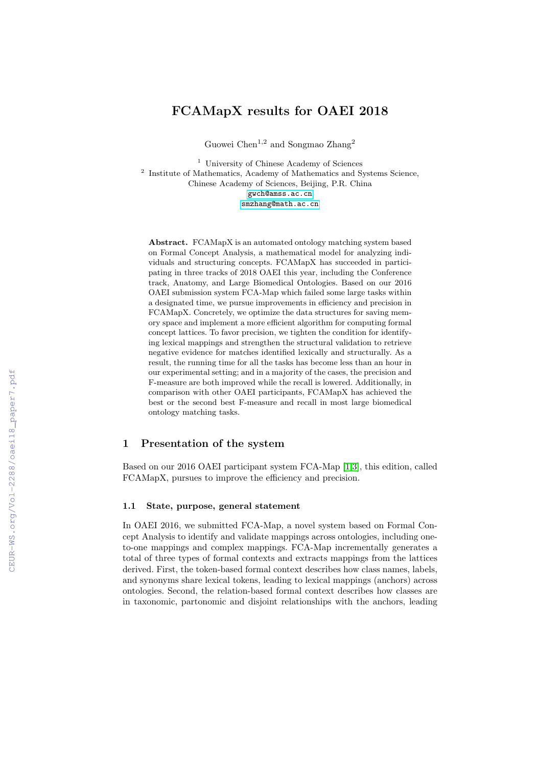# FCAMapX results for OAEI 2018

Guowei Chen[1,2] and Songmao Zhang[2]

[1] University of Chinese Academy of Sciences
[2] Institute of Mathematics, Academy of Mathematics and Systems Science, Chinese Academy of Sciences, Beijing, P.R. China
gwch@amss.ac.cn
smzhang@math.ac.cn

**Abstract.** FCAMapX is an automated ontology matching system based on Formal Concept Analysis, a mathematical model for analyzing individuals and structuring concepts. FCAMapX has succeeded in participating in three tracks of 2018 OAEI this year, including the Conference track, Anatomy, and Large Biomedical Ontologies. Based on our 2016 OAEI submission system FCA-Map which failed some large tasks within a designated time, we pursue improvements in efficiency and precision in FCAMapX. Concretely, we optimize the data structures for saving memory space and implement a more efficient algorithm for computing formal concept lattices. To favor precision, we tighten the condition for identifying lexical mappings and strengthen the structural validation to retrieve negative evidence for matches identified lexically and structurally. As a result, the running time for all the tasks has become less than an hour in our experimental setting; and in a majority of the cases, the precision and F-measure are both improved while the recall is lowered. Additionally, in comparison with other OAEI participants, FCAMapX has achieved the best or the second best F-measure and recall in most large biomedical ontology matching tasks.

## 1 Presentation of the system

Based on our 2016 OAEI participant system FCA-Map [1,3], this edition, called FCAMapX, pursues to improve the efficiency and precision.

### 1.1 State, purpose, general statement

In OAEI 2016, we submitted FCA-Map, a novel system based on Formal Concept Analysis to identify and validate mappings across ontologies, including one-to-one mappings and complex mappings. FCA-Map incrementally generates a total of three types of formal contexts and extracts mappings from the lattices derived. First, the token-based formal context describes how class names, labels, and synonyms share lexical tokens, leading to lexical mappings (anchors) across ontologies. Second, the relation-based formal context describes how classes are in taxonomic, partonomic and disjoint relationships with the anchors, leading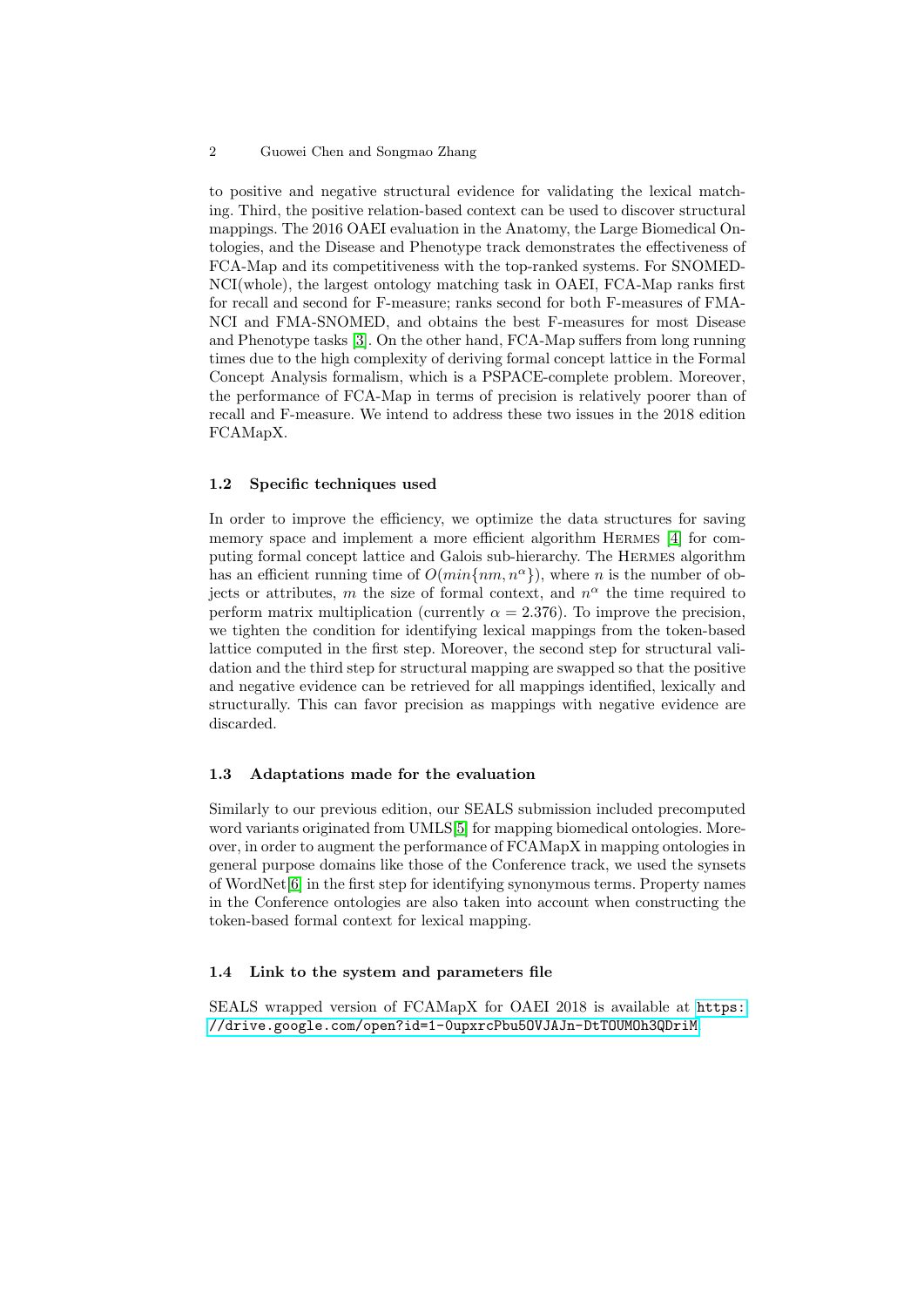to positive and negative structural evidence for validating the lexical matching. Third, the positive relation-based context can be used to discover structural mappings. The 2016 OAEI evaluation in the Anatomy, the Large Biomedical Ontologies, and the Disease and Phenotype track demonstrates the effectiveness of FCA-Map and its competitiveness with the top-ranked systems. For SNOMED-NCI(whole), the largest ontology matching task in OAEI, FCA-Map ranks first for recall and second for F-measure; ranks second for both F-measures of FMA-NCI and FMA-SNOMED, and obtains the best F-measures for most Disease and Phenotype tasks [3]. On the other hand, FCA-Map suffers from long running times due to the high complexity of deriving formal concept lattice in the Formal Concept Analysis formalism, which is a PSPACE-complete problem. Moreover, the performance of FCA-Map in terms of precision is relatively poorer than of recall and F-measure. We intend to address these two issues in the 2018 edition FCAMapX.

### 1.2 Specific techniques used

In order to improve the efficiency, we optimize the data structures for saving memory space and implement a more efficient algorithm Hermes [4] for computing formal concept lattice and Galois sub-hierarchy. The Hermes algorithm has an efficient running time of $O(min\{nm, n^\alpha\})$, where $n$ is the number of objects or attributes, $m$ the size of formal context, and $n^\alpha$ the time required to perform matrix multiplication (currently $\alpha = 2.376$). To improve the precision, we tighten the condition for identifying lexical mappings from the token-based lattice computed in the first step. Moreover, the second step for structural validation and the third step for structural mapping are swapped so that the positive and negative evidence can be retrieved for all mappings identified, lexically and structurally. This can favor precision as mappings with negative evidence are discarded.

### 1.3 Adaptations made for the evaluation

Similarly to our previous edition, our SEALS submission included precomputed word variants originated from UMLS[5] for mapping biomedical ontologies. Moreover, in order to augment the performance of FCAMapX in mapping ontologies in general purpose domains like those of the Conference track, we used the synsets of WordNet[6] in the first step for identifying synonymous terms. Property names in the Conference ontologies are also taken into account when constructing the token-based formal context for lexical mapping.

### 1.4 Link to the system and parameters file

SEALS wrapped version of FCAMapX for OAEI 2018 is available at https://drive.google.com/open?id=1-0upxrcPbu5OVJAJn-DtTOUMOh3QDriM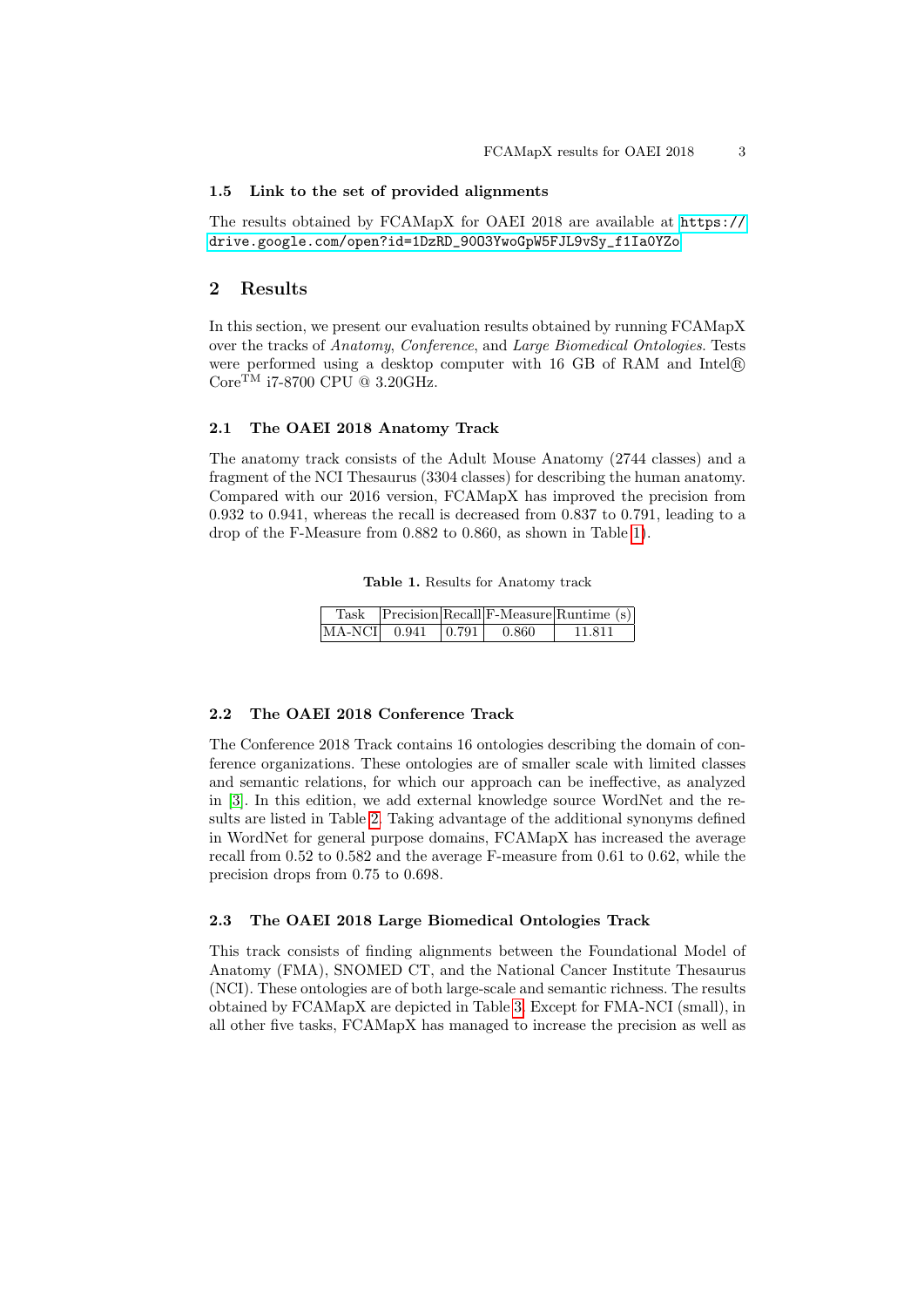### 1.5 Link to the set of provided alignments

The results obtained by FCAMapX for OAEI 2018 are available at https://drive.google.com/open?id=1DzRD_90O3YwoGpW5FJL9vSy_f1Ia0YZo

## 2 Results

In this section, we present our evaluation results obtained by running FCAMapX over the tracks of *Anatomy*, *Conference*, and *Large Biomedical Ontologies*. Tests were performed using a desktop computer with 16 GB of RAM and Intel® Core$^{TM}$ i7-8700 CPU @ 3.20GHz.

### 2.1 The OAEI 2018 Anatomy Track

The anatomy track consists of the Adult Mouse Anatomy (2744 classes) and a fragment of the NCI Thesaurus (3304 classes) for describing the human anatomy. Compared with our 2016 version, FCAMapX has improved the precision from 0.932 to 0.941, whereas the recall is decreased from 0.837 to 0.791, leading to a drop of the F-Measure from 0.882 to 0.860, as shown in Table 1).

**Table 1.** Results for Anatomy track

| Task | Precision | Recall | F-Measure | Runtime (s) |
|---|---|---|---|---|
| MA-NCI | 0.941 | 0.791 | 0.860 | 11.811 |

### 2.2 The OAEI 2018 Conference Track

The Conference 2018 Track contains 16 ontologies describing the domain of conference organizations. These ontologies are of smaller scale with limited classes and semantic relations, for which our approach can be ineffective, as analyzed in [3]. In this edition, we add external knowledge source WordNet and the results are listed in Table 2. Taking advantage of the additional synonyms defined in WordNet for general purpose domains, FCAMapX has increased the average recall from 0.52 to 0.582 and the average F-measure from 0.61 to 0.62, while the precision drops from 0.75 to 0.698.

### 2.3 The OAEI 2018 Large Biomedical Ontologies Track

This track consists of finding alignments between the Foundational Model of Anatomy (FMA), SNOMED CT, and the National Cancer Institute Thesaurus (NCI). These ontologies are of both large-scale and semantic richness. The results obtained by FCAMapX are depicted in Table 3. Except for FMA-NCI (small), in all other five tasks, FCAMapX has managed to increase the precision as well as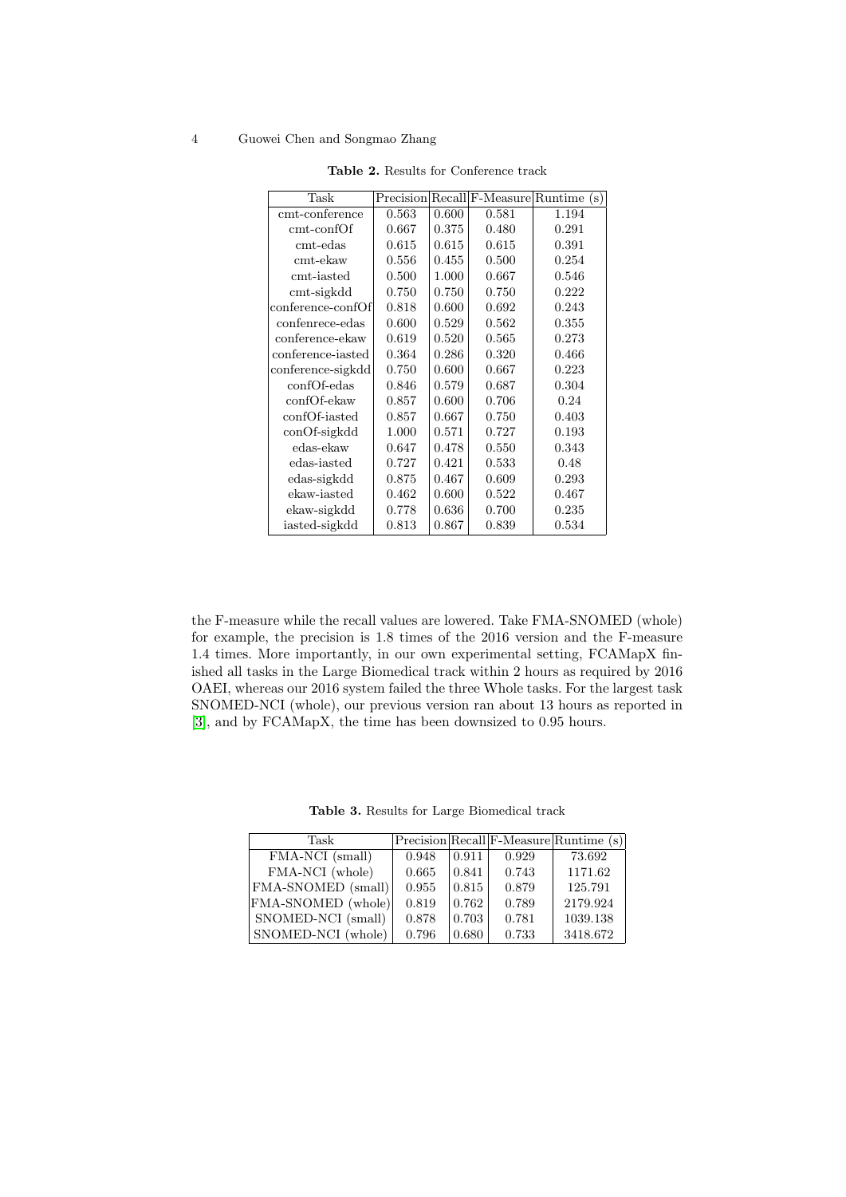**Table 2.** Results for Conference track

| Task | Precision | Recall | F-Measure | Runtime (s) |
|---|---|---|---|---|
| cmt-conference | 0.563 | 0.600 | 0.581 | 1.194 |
| cmt-confOf | 0.667 | 0.375 | 0.480 | 0.291 |
| cmt-edas | 0.615 | 0.615 | 0.615 | 0.391 |
| cmt-ekaw | 0.556 | 0.455 | 0.500 | 0.254 |
| cmt-iasted | 0.500 | 1.000 | 0.667 | 0.546 |
| cmt-sigkdd | 0.750 | 0.750 | 0.750 | 0.222 |
| conference-confOf | 0.818 | 0.600 | 0.692 | 0.243 |
| confenrece-edas | 0.600 | 0.529 | 0.562 | 0.355 |
| conference-ekaw | 0.619 | 0.520 | 0.565 | 0.273 |
| conference-iasted | 0.364 | 0.286 | 0.320 | 0.466 |
| conference-sigkdd | 0.750 | 0.600 | 0.667 | 0.223 |
| confOf-edas | 0.846 | 0.579 | 0.687 | 0.304 |
| confOf-ekaw | 0.857 | 0.600 | 0.706 | 0.24 |
| confOf-iasted | 0.857 | 0.667 | 0.750 | 0.403 |
| conOf-sigkdd | 1.000 | 0.571 | 0.727 | 0.193 |
| edas-ekaw | 0.647 | 0.478 | 0.550 | 0.343 |
| edas-iasted | 0.727 | 0.421 | 0.533 | 0.48 |
| edas-sigkdd | 0.875 | 0.467 | 0.609 | 0.293 |
| ekaw-iasted | 0.462 | 0.600 | 0.522 | 0.467 |
| ekaw-sigkdd | 0.778 | 0.636 | 0.700 | 0.235 |
| iasted-sigkdd | 0.813 | 0.867 | 0.839 | 0.534 |

the F-measure while the recall values are lowered. Take FMA-SNOMED (whole) for example, the precision is 1.8 times of the 2016 version and the F-measure 1.4 times. More importantly, in our own experimental setting, FCAMapX finished all tasks in the Large Biomedical track within 2 hours as required by 2016 OAEI, whereas our 2016 system failed the three Whole tasks. For the largest task SNOMED-NCI (whole), our previous version ran about 13 hours as reported in [3], and by FCAMapX, the time has been downsized to 0.95 hours.

**Table 3.** Results for Large Biomedical track

| Task | Precision | Recall | F-Measure | Runtime (s) |
|---|---|---|---|---|
| FMA-NCI (small) | 0.948 | 0.911 | 0.929 | 73.692 |
| FMA-NCI (whole) | 0.665 | 0.841 | 0.743 | 1171.62 |
| FMA-SNOMED (small) | 0.955 | 0.815 | 0.879 | 125.791 |
| FMA-SNOMED (whole) | 0.819 | 0.762 | 0.789 | 2179.924 |
| SNOMED-NCI (small) | 0.878 | 0.703 | 0.781 | 1039.138 |
| SNOMED-NCI (whole) | 0.796 | 0.680 | 0.733 | 3418.672 |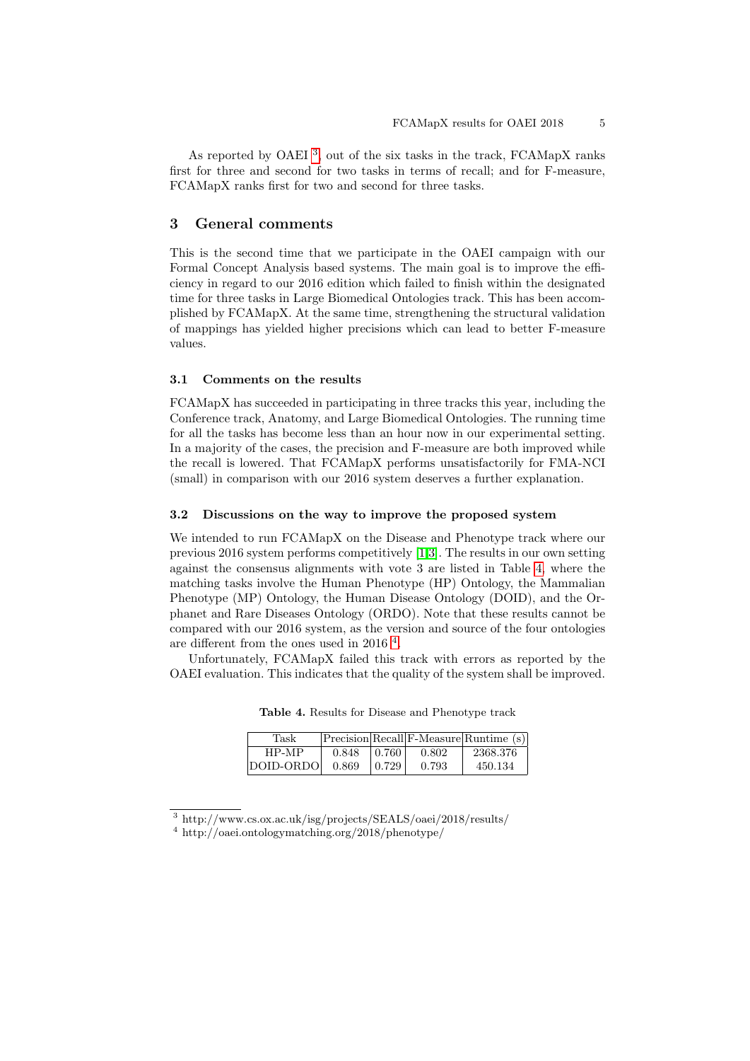As reported by OAEI [3], out of the six tasks in the track, FCAMapX ranks first for three and second for two tasks in terms of recall; and for F-measure, FCAMapX ranks first for two and second for three tasks.

## 3 General comments

This is the second time that we participate in the OAEI campaign with our Formal Concept Analysis based systems. The main goal is to improve the efficiency in regard to our 2016 edition which failed to finish within the designated time for three tasks in Large Biomedical Ontologies track. This has been accomplished by FCAMapX. At the same time, strengthening the structural validation of mappings has yielded higher precisions which can lead to better F-measure values.

### 3.1 Comments on the results

FCAMapX has succeeded in participating in three tracks this year, including the Conference track, Anatomy, and Large Biomedical Ontologies. The running time for all the tasks has become less than an hour now in our experimental setting. In a majority of the cases, the precision and F-measure are both improved while the recall is lowered. That FCAMapX performs unsatisfactorily for FMA-NCI (small) in comparison with our 2016 system deserves a further explanation.

### 3.2 Discussions on the way to improve the proposed system

We intended to run FCAMapX on the Disease and Phenotype track where our previous 2016 system performs competitively [1,3]. The results in our own setting against the consensus alignments with vote 3 are listed in Table 4, where the matching tasks involve the Human Phenotype (HP) Ontology, the Mammalian Phenotype (MP) Ontology, the Human Disease Ontology (DOID), and the Orphanet and Rare Diseases Ontology (ORDO). Note that these results cannot be compared with our 2016 system, as the version and source of the four ontologies are different from the ones used in 2016 [4].

Unfortunately, FCAMapX failed this track with errors as reported by the OAEI evaluation. This indicates that the quality of the system shall be improved.

**Table 4.** Results for Disease and Phenotype track

| Task | Precision | Recall | F-Measure | Runtime (s) |
|---|---|---|---|---|
| HP-MP | 0.848 | 0.760 | 0.802 | 2368.376 |
| DOID-ORDO | 0.869 | 0.729 | 0.793 | 450.134 |

[3] http://www.cs.ox.ac.uk/isg/projects/SEALS/oaei/2018/results/

[4] http://oaei.ontologymatching.org/2018/phenotype/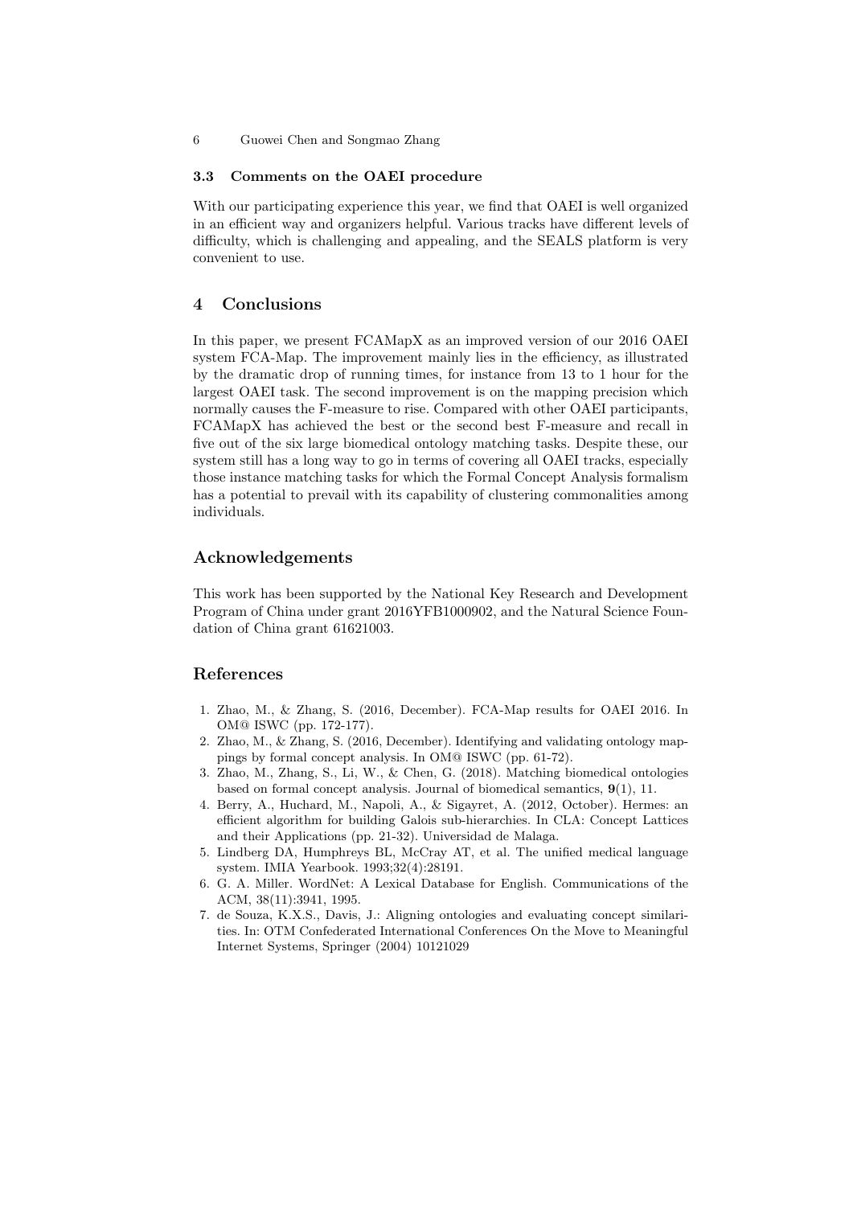### 3.3 Comments on the OAEI procedure

With our participating experience this year, we find that OAEI is well organized in an efficient way and organizers helpful. Various tracks have different levels of difficulty, which is challenging and appealing, and the SEALS platform is very convenient to use.

## 4 Conclusions

In this paper, we present FCAMapX as an improved version of our 2016 OAEI system FCA-Map. The improvement mainly lies in the efficiency, as illustrated by the dramatic drop of running times, for instance from 13 to 1 hour for the largest OAEI task. The second improvement is on the mapping precision which normally causes the F-measure to rise. Compared with other OAEI participants, FCAMapX has achieved the best or the second best F-measure and recall in five out of the six large biomedical ontology matching tasks. Despite these, our system still has a long way to go in terms of covering all OAEI tracks, especially those instance matching tasks for which the Formal Concept Analysis formalism has a potential to prevail with its capability of clustering commonalities among individuals.

## Acknowledgements

This work has been supported by the National Key Research and Development Program of China under grant 2016YFB1000902, and the Natural Science Foundation of China grant 61621003.

## References

1. Zhao, M., & Zhang, S. (2016, December). FCA-Map results for OAEI 2016. In OM@ ISWC (pp. 172-177).
2. Zhao, M., & Zhang, S. (2016, December). Identifying and validating ontology mappings by formal concept analysis. In OM@ ISWC (pp. 61-72).
3. Zhao, M., Zhang, S., Li, W., & Chen, G. (2018). Matching biomedical ontologies based on formal concept analysis. Journal of biomedical semantics, **9**(1), 11.
4. Berry, A., Huchard, M., Napoli, A., & Sigayret, A. (2012, October). Hermes: an efficient algorithm for building Galois sub-hierarchies. In CLA: Concept Lattices and their Applications (pp. 21-32). Universidad de Malaga.
5. Lindberg DA, Humphreys BL, McCray AT, et al. The unified medical language system. IMIA Yearbook. 1993;32(4):28191.
6. G. A. Miller. WordNet: A Lexical Database for English. Communications of the ACM, 38(11):3941, 1995.
7. de Souza, K.X.S., Davis, J.: Aligning ontologies and evaluating concept similarities. In: OTM Confederated International Conferences On the Move to Meaningful Internet Systems, Springer (2004) 10121029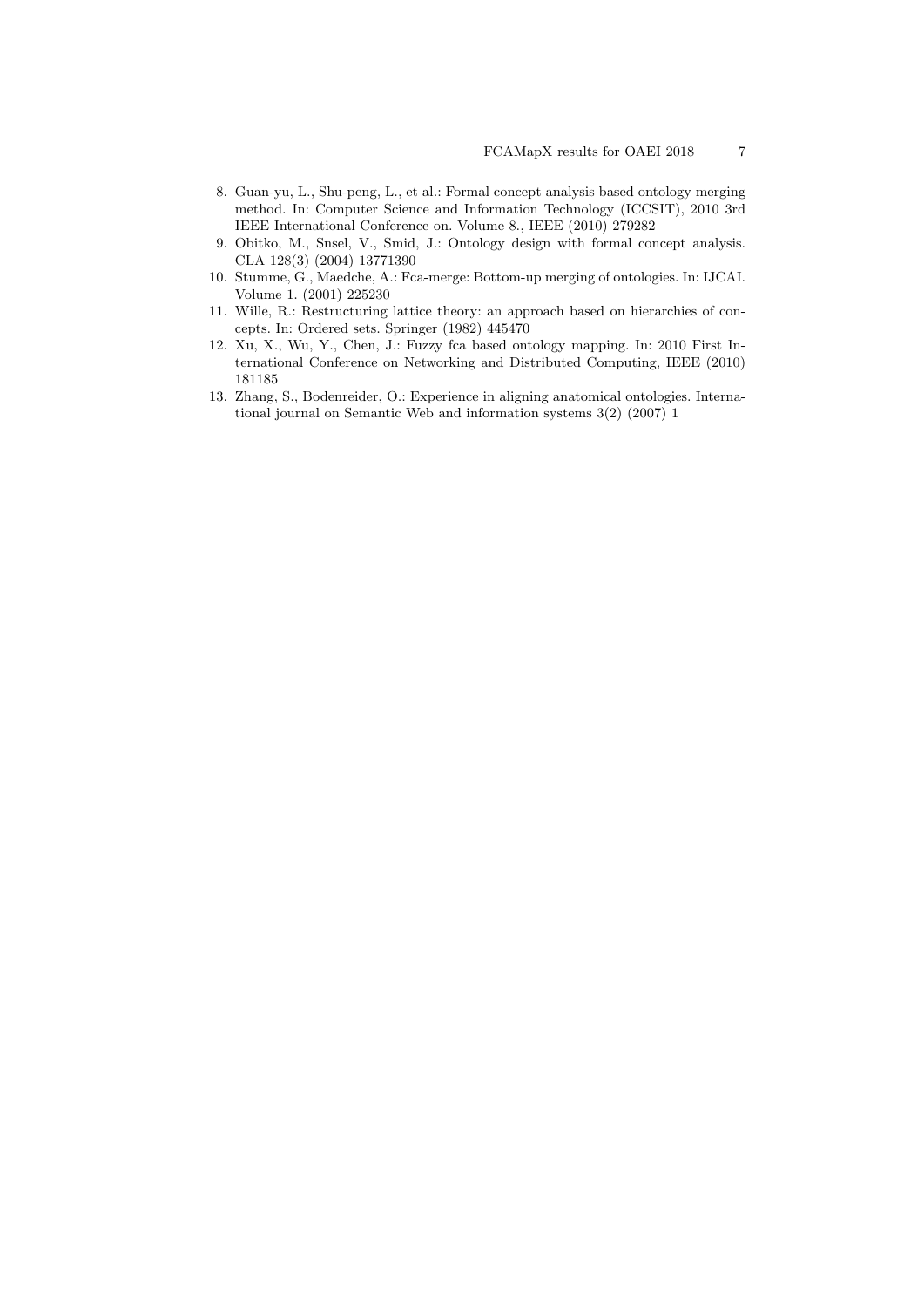8. Guan-yu, L., Shu-peng, L., et al.: Formal concept analysis based ontology merging method. In: Computer Science and Information Technology (ICCSIT), 2010 3rd IEEE International Conference on. Volume 8., IEEE (2010) 279282
9. Obitko, M., Snsel, V., Smid, J.: Ontology design with formal concept analysis. CLA 128(3) (2004) 13771390
10. Stumme, G., Maedche, A.: Fca-merge: Bottom-up merging of ontologies. In: IJCAI. Volume 1. (2001) 225230
11. Wille, R.: Restructuring lattice theory: an approach based on hierarchies of concepts. In: Ordered sets. Springer (1982) 445470
12. Xu, X., Wu, Y., Chen, J.: Fuzzy fca based ontology mapping. In: 2010 First International Conference on Networking and Distributed Computing, IEEE (2010) 181185
13. Zhang, S., Bodenreider, O.: Experience in aligning anatomical ontologies. International journal on Semantic Web and information systems 3(2) (2007) 1